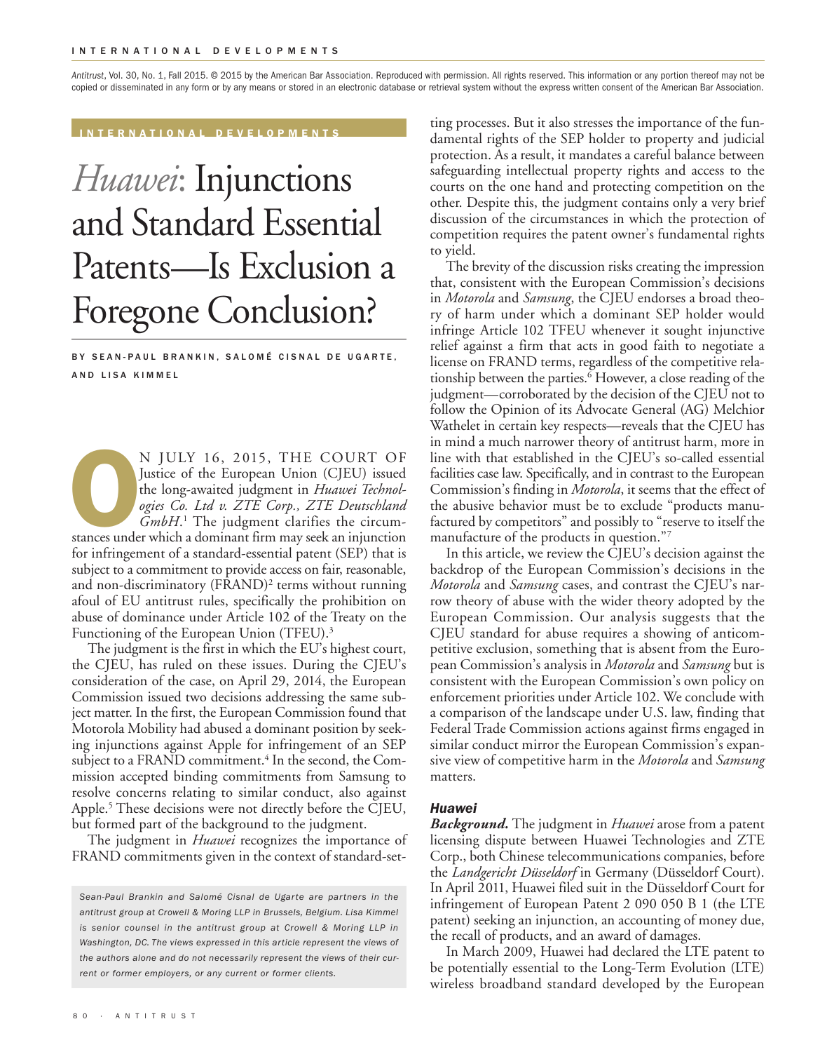*Antitrust*, Vol. 30, No. 1, Fall 2015. © 2015 by the American Bar Association. Reproduced with permission. All rights reserved. This information or any portion thereof may not be copied or disseminated in any form or by any means or stored in an electronic database or retrieval system without the express written consent of the American Bar Association.

INTERNATIONAL DEVELOPMENTS

# *Huawei*: Injunctions and Standard Essential Patents—Is Exclusion a Foregone Conclusion?

BY SEAN-PAUL BRANKIN, SALOMÉ CISNAL DE UGARTE, AND LISA KIMMEL

On July 16, 2015, the Court of Justice of the European Union (CJEU) issued the long-awaited judgment in *Huawei Technologies Co. Ltd v. ZTE Corp., ZTE Deutschland GmbH*.[1] The judgment clarifies the circumstances under which a dominant firm may seek an injunction for infringement of a standard-essential patent (SEP) that is subject to a commitment to provide access on fair, reasonable, and non-discriminatory (FRAND)[2] terms without running afoul of EU antitrust rules, specifically the prohibition on abuse of dominance under Article 102 of the Treaty on the Functioning of the European Union (TFEU).[3]

The judgment is the first in which the EU's highest court, the CJEU, has ruled on these issues. During the CJEU's consideration of the case, on April 29, 2014, the European Commission issued two decisions addressing the same subject matter. In the first, the European Commission found that Motorola Mobility had abused a dominant position by seeking injunctions against Apple for infringement of an SEP subject to a FRAND commitment.[4] In the second, the Commission accepted binding commitments from Samsung to resolve concerns relating to similar conduct, also against Apple.[5] These decisions were not directly before the CJEU, but formed part of the background to the judgment.

The judgment in *Huawei* recognizes the importance of FRAND commitments given in the context of standard-setting processes. But it also stresses the importance of the fundamental rights of the SEP holder to property and judicial protection. As a result, it mandates a careful balance between safeguarding intellectual property rights and access to the courts on the one hand and protecting competition on the other. Despite this, the judgment contains only a very brief discussion of the circumstances in which the protection of competition requires the patent owner's fundamental rights to yield.

The brevity of the discussion risks creating the impression that, consistent with the European Commission's decisions in *Motorola* and *Samsung*, the CJEU endorses a broad theory of harm under which a dominant SEP holder would infringe Article 102 TFEU whenever it sought injunctive relief against a firm that acts in good faith to negotiate a license on FRAND terms, regardless of the competitive relationship between the parties.[6] However, a close reading of the judgment—corroborated by the decision of the CJEU not to follow the Opinion of its Advocate General (AG) Melchior Wathelet in certain key respects—reveals that the CJEU has in mind a much narrower theory of antitrust harm, more in line with that established in the CJEU's so-called essential facilities case law. Specifically, and in contrast to the European Commission's finding in *Motorola*, it seems that the effect of the abusive behavior must be to exclude "products manufactured by competitors" and possibly to "reserve to itself the manufacture of the products in question."[7]

In this article, we review the CJEU's decision against the backdrop of the European Commission's decisions in the *Motorola* and *Samsung* cases, and contrast the CJEU's narrow theory of abuse with the wider theory adopted by the European Commission. Our analysis suggests that the CJEU standard for abuse requires a showing of anticompetitive exclusion, something that is absent from the European Commission's analysis in *Motorola* and *Samsung* but is consistent with the European Commission's own policy on enforcement priorities under Article 102. We conclude with a comparison of the landscape under U.S. law, finding that Federal Trade Commission actions against firms engaged in similar conduct mirror the European Commission's expansive view of competitive harm in the *Motorola* and *Samsung* matters.

### *Huawei*

***Background.*** The judgment in *Huawei* arose from a patent licensing dispute between Huawei Technologies and ZTE Corp., both Chinese telecommunications companies, before the *Landgericht Düsseldorf* in Germany (Düsseldorf Court). In April 2011, Huawei filed suit in the Düsseldorf Court for infringement of European Patent 2 090 050 B 1 (the LTE patent) seeking an injunction, an accounting of money due, the recall of products, and an award of damages.

In March 2009, Huawei had declared the LTE patent to be potentially essential to the Long-Term Evolution (LTE) wireless broadband standard developed by the European

*Sean-Paul Brankin and Salomé Cisnal de Ugarte are partners in the antitrust group at Crowell & Moring LLP in Brussels, Belgium. Lisa Kimmel is senior counsel in the antitrust group at Crowell & Moring LLP in Washington, DC. The views expressed in this article represent the views of the authors alone and do not necessarily represent the views of their current or former employers, or any current or former clients.*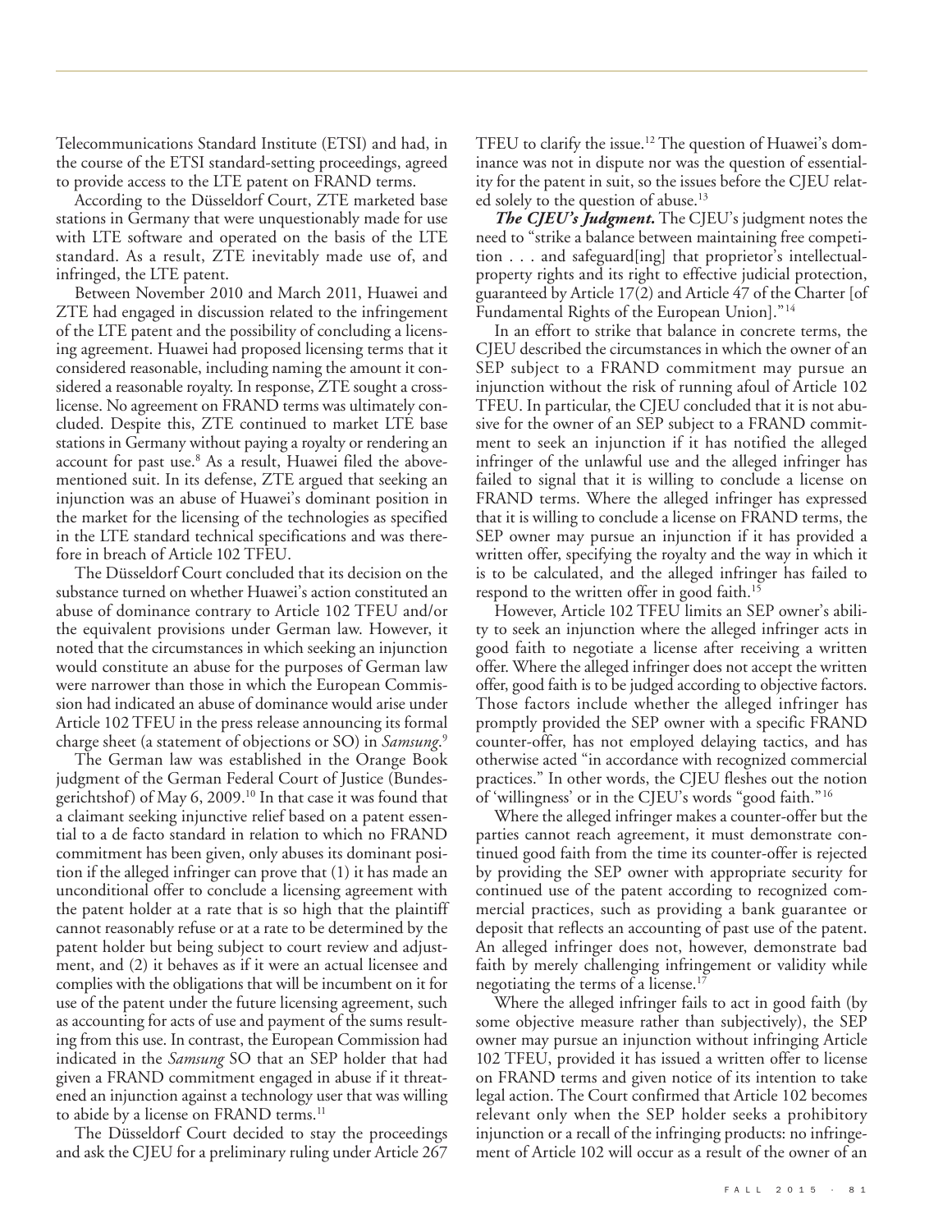Telecommunications Standard Institute (ETSI) and had, in the course of the ETSI standard-setting proceedings, agreed to provide access to the LTE patent on FRAND terms.

According to the Düsseldorf Court, ZTE marketed base stations in Germany that were unquestionably made for use with LTE software and operated on the basis of the LTE standard. As a result, ZTE inevitably made use of, and infringed, the LTE patent.

Between November 2010 and March 2011, Huawei and ZTE had engaged in discussion related to the infringement of the LTE patent and the possibility of concluding a licensing agreement. Huawei had proposed licensing terms that it considered reasonable, including naming the amount it considered a reasonable royalty. In response, ZTE sought a cross-license. No agreement on FRAND terms was ultimately concluded. Despite this, ZTE continued to market LTE base stations in Germany without paying a royalty or rendering an account for past use.[8] As a result, Huawei filed the above-mentioned suit. In its defense, ZTE argued that seeking an injunction was an abuse of Huawei's dominant position in the market for the licensing of the technologies as specified in the LTE standard technical specifications and was therefore in breach of Article 102 TFEU.

The Düsseldorf Court concluded that its decision on the substance turned on whether Huawei's action constituted an abuse of dominance contrary to Article 102 TFEU and/or the equivalent provisions under German law. However, it noted that the circumstances in which seeking an injunction would constitute an abuse for the purposes of German law were narrower than those in which the European Commission had indicated an abuse of dominance would arise under Article 102 TFEU in the press release announcing its formal charge sheet (a statement of objections or SO) in *Samsung*.[9]

The German law was established in the Orange Book judgment of the German Federal Court of Justice (Bundesgerichtshof) of May 6, 2009.[10] In that case it was found that a claimant seeking injunctive relief based on a patent essential to a de facto standard in relation to which no FRAND commitment has been given, only abuses its dominant position if the alleged infringer can prove that (1) it has made an unconditional offer to conclude a licensing agreement with the patent holder at a rate that is so high that the plaintiff cannot reasonably refuse or at a rate to be determined by the patent holder but being subject to court review and adjustment, and (2) it behaves as if it were an actual licensee and complies with the obligations that will be incumbent on it for use of the patent under the future licensing agreement, such as accounting for acts of use and payment of the sums resulting from this use. In contrast, the European Commission had indicated in the *Samsung* SO that an SEP holder that had given a FRAND commitment engaged in abuse if it threatened an injunction against a technology user that was willing to abide by a license on FRAND terms.[11]

The Düsseldorf Court decided to stay the proceedings and ask the CJEU for a preliminary ruling under Article 267 TFEU to clarify the issue.[12] The question of Huawei's dominance was not in dispute nor was the question of essentiality for the patent in suit, so the issues before the CJEU related solely to the question of abuse.[13]

***The CJEU's Judgment.*** The CJEU's judgment notes the need to "strike a balance between maintaining free competition . . . and safeguard[ing] that proprietor's intellectual-property rights and its right to effective judicial protection, guaranteed by Article 17(2) and Article 47 of the Charter [of Fundamental Rights of the European Union]."[14]

In an effort to strike that balance in concrete terms, the CJEU described the circumstances in which the owner of an SEP subject to a FRAND commitment may pursue an injunction without the risk of running afoul of Article 102 TFEU. In particular, the CJEU concluded that it is not abusive for the owner of an SEP subject to a FRAND commitment to seek an injunction if it has notified the alleged infringer of the unlawful use and the alleged infringer has failed to signal that it is willing to conclude a license on FRAND terms. Where the alleged infringer has expressed that it is willing to conclude a license on FRAND terms, the SEP owner may pursue an injunction if it has provided a written offer, specifying the royalty and the way in which it is to be calculated, and the alleged infringer has failed to respond to the written offer in good faith.[15]

However, Article 102 TFEU limits an SEP owner's ability to seek an injunction where the alleged infringer acts in good faith to negotiate a license after receiving a written offer. Where the alleged infringer does not accept the written offer, good faith is to be judged according to objective factors. Those factors include whether the alleged infringer has promptly provided the SEP owner with a specific FRAND counter-offer, has not employed delaying tactics, and has otherwise acted "in accordance with recognized commercial practices." In other words, the CJEU fleshes out the notion of 'willingness' or in the CJEU's words "good faith."[16]

Where the alleged infringer makes a counter-offer but the parties cannot reach agreement, it must demonstrate continued good faith from the time its counter-offer is rejected by providing the SEP owner with appropriate security for continued use of the patent according to recognized commercial practices, such as providing a bank guarantee or deposit that reflects an accounting of past use of the patent. An alleged infringer does not, however, demonstrate bad faith by merely challenging infringement or validity while negotiating the terms of a license.[17]

Where the alleged infringer fails to act in good faith (by some objective measure rather than subjectively), the SEP owner may pursue an injunction without infringing Article 102 TFEU, provided it has issued a written offer to license on FRAND terms and given notice of its intention to take legal action. The Court confirmed that Article 102 becomes relevant only when the SEP holder seeks a prohibitory injunction or a recall of the infringing products: no infringement of Article 102 will occur as a result of the owner of an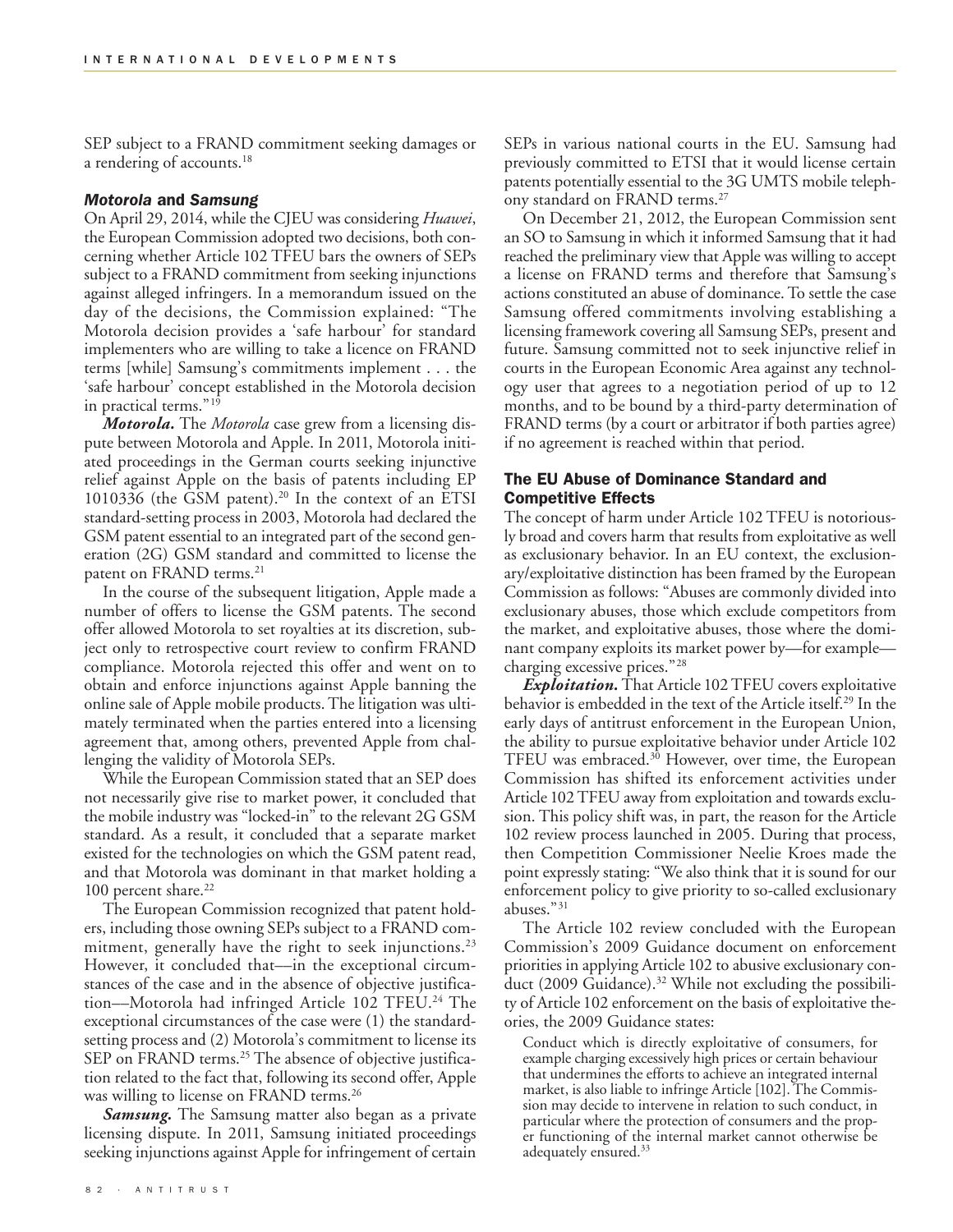SEP subject to a FRAND commitment seeking damages or a rendering of accounts.[18]

### *Motorola* and *Samsung*

On April 29, 2014, while the CJEU was considering *Huawei*, the European Commission adopted two decisions, both concerning whether Article 102 TFEU bars the owners of SEPs subject to a FRAND commitment from seeking injunctions against alleged infringers. In a memorandum issued on the day of the decisions, the Commission explained: "The Motorola decision provides a 'safe harbour' for standard implementers who are willing to take a licence on FRAND terms [while] Samsung's commitments implement . . . the 'safe harbour' concept established in the Motorola decision in practical terms."[19]

***Motorola.*** The *Motorola* case grew from a licensing dispute between Motorola and Apple. In 2011, Motorola initiated proceedings in the German courts seeking injunctive relief against Apple on the basis of patents including EP 1010336 (the GSM patent).[20] In the context of an ETSI standard-setting process in 2003, Motorola had declared the GSM patent essential to an integrated part of the second generation (2G) GSM standard and committed to license the patent on FRAND terms.[21]

In the course of the subsequent litigation, Apple made a number of offers to license the GSM patents. The second offer allowed Motorola to set royalties at its discretion, subject only to retrospective court review to confirm FRAND compliance. Motorola rejected this offer and went on to obtain and enforce injunctions against Apple banning the online sale of Apple mobile products. The litigation was ultimately terminated when the parties entered into a licensing agreement that, among others, prevented Apple from challenging the validity of Motorola SEPs.

While the European Commission stated that an SEP does not necessarily give rise to market power, it concluded that the mobile industry was "locked-in" to the relevant 2G GSM standard. As a result, it concluded that a separate market existed for the technologies on which the GSM patent read, and that Motorola was dominant in that market holding a 100 percent share.[22]

The European Commission recognized that patent holders, including those owning SEPs subject to a FRAND commitment, generally have the right to seek injunctions.[23] However, it concluded that—in the exceptional circumstances of the case and in the absence of objective justification—Motorola had infringed Article 102 TFEU.[24] The exceptional circumstances of the case were (1) the standard-setting process and (2) Motorola's commitment to license its SEP on FRAND terms.[25] The absence of objective justification related to the fact that, following its second offer, Apple was willing to license on FRAND terms.[26]

***Samsung.*** The Samsung matter also began as a private licensing dispute. In 2011, Samsung initiated proceedings seeking injunctions against Apple for infringement of certain SEPs in various national courts in the EU. Samsung had previously committed to ETSI that it would license certain patents potentially essential to the 3G UMTS mobile telephony standard on FRAND terms.[27]

On December 21, 2012, the European Commission sent an SO to Samsung in which it informed Samsung that it had reached the preliminary view that Apple was willing to accept a license on FRAND terms and therefore that Samsung's actions constituted an abuse of dominance. To settle the case Samsung offered commitments involving establishing a licensing framework covering all Samsung SEPs, present and future. Samsung committed not to seek injunctive relief in courts in the European Economic Area against any technology user that agrees to a negotiation period of up to 12 months, and to be bound by a third-party determination of FRAND terms (by a court or arbitrator if both parties agree) if no agreement is reached within that period.

### The EU Abuse of Dominance Standard and Competitive Effects

The concept of harm under Article 102 TFEU is notoriously broad and covers harm that results from exploitative as well as exclusionary behavior. In an EU context, the exclusionary/exploitative distinction has been framed by the European Commission as follows: "Abuses are commonly divided into exclusionary abuses, those which exclude competitors from the market, and exploitative abuses, those where the dominant company exploits its market power by—for example—charging excessive prices."[28]

***Exploitation.*** That Article 102 TFEU covers exploitative behavior is embedded in the text of the Article itself.[29] In the early days of antitrust enforcement in the European Union, the ability to pursue exploitative behavior under Article 102 TFEU was embraced.[30] However, over time, the European Commission has shifted its enforcement activities under Article 102 TFEU away from exploitation and towards exclusion. This policy shift was, in part, the reason for the Article 102 review process launched in 2005. During that process, then Competition Commissioner Neelie Kroes made the point expressly stating: "We also think that it is sound for our enforcement policy to give priority to so-called exclusionary abuses."[31]

The Article 102 review concluded with the European Commission's 2009 Guidance document on enforcement priorities in applying Article 102 to abusive exclusionary conduct (2009 Guidance).[32] While not excluding the possibility of Article 102 enforcement on the basis of exploitative theories, the 2009 Guidance states:

> Conduct which is directly exploitative of consumers, for example charging excessively high prices or certain behaviour that undermines the efforts to achieve an integrated internal market, is also liable to infringe Article [102]. The Commission may decide to intervene in relation to such conduct, in particular where the protection of consumers and the proper functioning of the internal market cannot otherwise be adequately ensured.[33]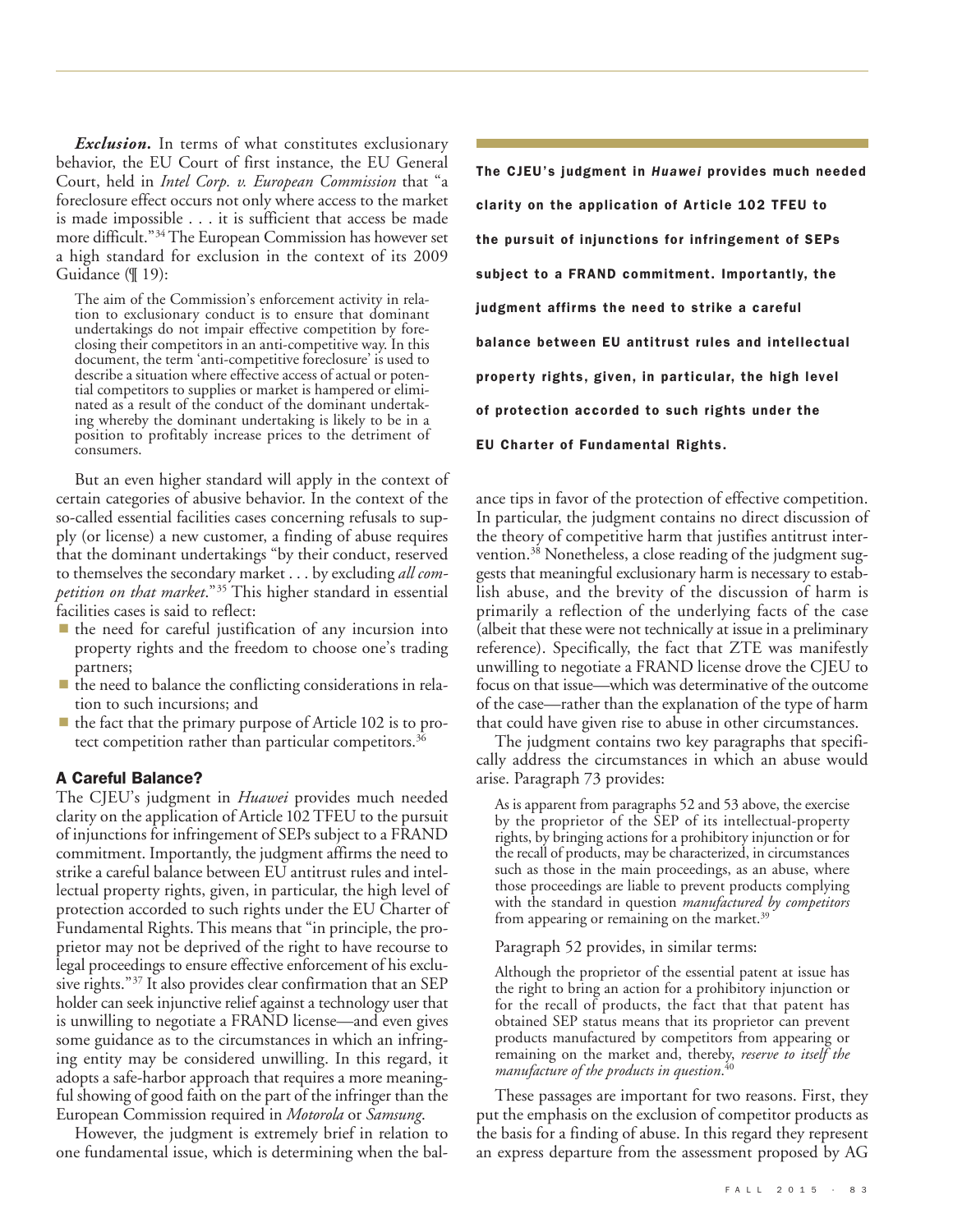***Exclusion.*** In terms of what constitutes exclusionary behavior, the EU Court of first instance, the EU General Court, held in *Intel Corp. v. European Commission* that "a foreclosure effect occurs not only where access to the market is made impossible . . . it is sufficient that access be made more difficult."[34] The European Commission has however set a high standard for exclusion in the context of its 2009 Guidance (¶ 19):

> The aim of the Commission's enforcement activity in relation to exclusionary conduct is to ensure that dominant undertakings do not impair effective competition by foreclosing their competitors in an anti-competitive way. In this document, the term 'anti-competitive foreclosure' is used to describe a situation where effective access of actual or potential competitors to supplies or market is hampered or eliminated as a result of the conduct of the dominant undertaking whereby the dominant undertaking is likely to be in a position to profitably increase prices to the detriment of consumers.

But an even higher standard will apply in the context of certain categories of abusive behavior. In the context of the so-called essential facilities cases concerning refusals to supply (or license) a new customer, a finding of abuse requires that the dominant undertakings "by their conduct, reserved to themselves the secondary market . . . by excluding *all competition on that market*."[35] This higher standard in essential facilities cases is said to reflect:

- the need for careful justification of any incursion into property rights and the freedom to choose one's trading partners;
- the need to balance the conflicting considerations in relation to such incursions; and
- the fact that the primary purpose of Article 102 is to protect competition rather than particular competitors.[36]

## A Careful Balance?

The CJEU's judgment in *Huawei* provides much needed clarity on the application of Article 102 TFEU to the pursuit of injunctions for infringement of SEPs subject to a FRAND commitment. Importantly, the judgment affirms the need to strike a careful balance between EU antitrust rules and intellectual property rights, given, in particular, the high level of protection accorded to such rights under the EU Charter of Fundamental Rights. This means that "in principle, the proprietor may not be deprived of the right to have recourse to legal proceedings to ensure effective enforcement of his exclusive rights."[37] It also provides clear confirmation that an SEP holder can seek injunctive relief against a technology user that is unwilling to negotiate a FRAND license—and even gives some guidance as to the circumstances in which an infringing entity may be considered unwilling. In this regard, it adopts a safe-harbor approach that requires a more meaningful showing of good faith on the part of the infringer than the European Commission required in *Motorola* or *Samsung*.

However, the judgment is extremely brief in relation to one fundamental issue, which is determining when the balance tips in favor of the protection of effective competition. In particular, the judgment contains no direct discussion of the theory of competitive harm that justifies antitrust intervention.[38] Nonetheless, a close reading of the judgment suggests that meaningful exclusionary harm is necessary to establish abuse, and the brevity of the discussion of harm is primarily a reflection of the underlying facts of the case (albeit that these were not technically at issue in a preliminary reference). Specifically, the fact that ZTE was manifestly unwilling to negotiate a FRAND license drove the CJEU to focus on that issue—which was determinative of the outcome of the case—rather than the explanation of the type of harm that could have given rise to abuse in other circumstances.

The judgment contains two key paragraphs that specifically address the circumstances in which an abuse would arise. Paragraph 73 provides:

> As is apparent from paragraphs 52 and 53 above, the exercise by the proprietor of the SEP of its intellectual-property rights, by bringing actions for a prohibitory injunction or for the recall of products, may be characterized, in circumstances such as those in the main proceedings, as an abuse, where those proceedings are liable to prevent products complying with the standard in question *manufactured by competitors* from appearing or remaining on the market.[39]

Paragraph 52 provides, in similar terms:

> Although the proprietor of the essential patent at issue has the right to bring an action for a prohibitory injunction or for the recall of products, the fact that that patent has obtained SEP status means that its proprietor can prevent products manufactured by competitors from appearing or remaining on the market and, thereby, *reserve to itself the manufacture of the products in question*.[40]

These passages are important for two reasons. First, they put the emphasis on the exclusion of competitor products as the basis for a finding of abuse. In this regard they represent an express departure from the assessment proposed by AG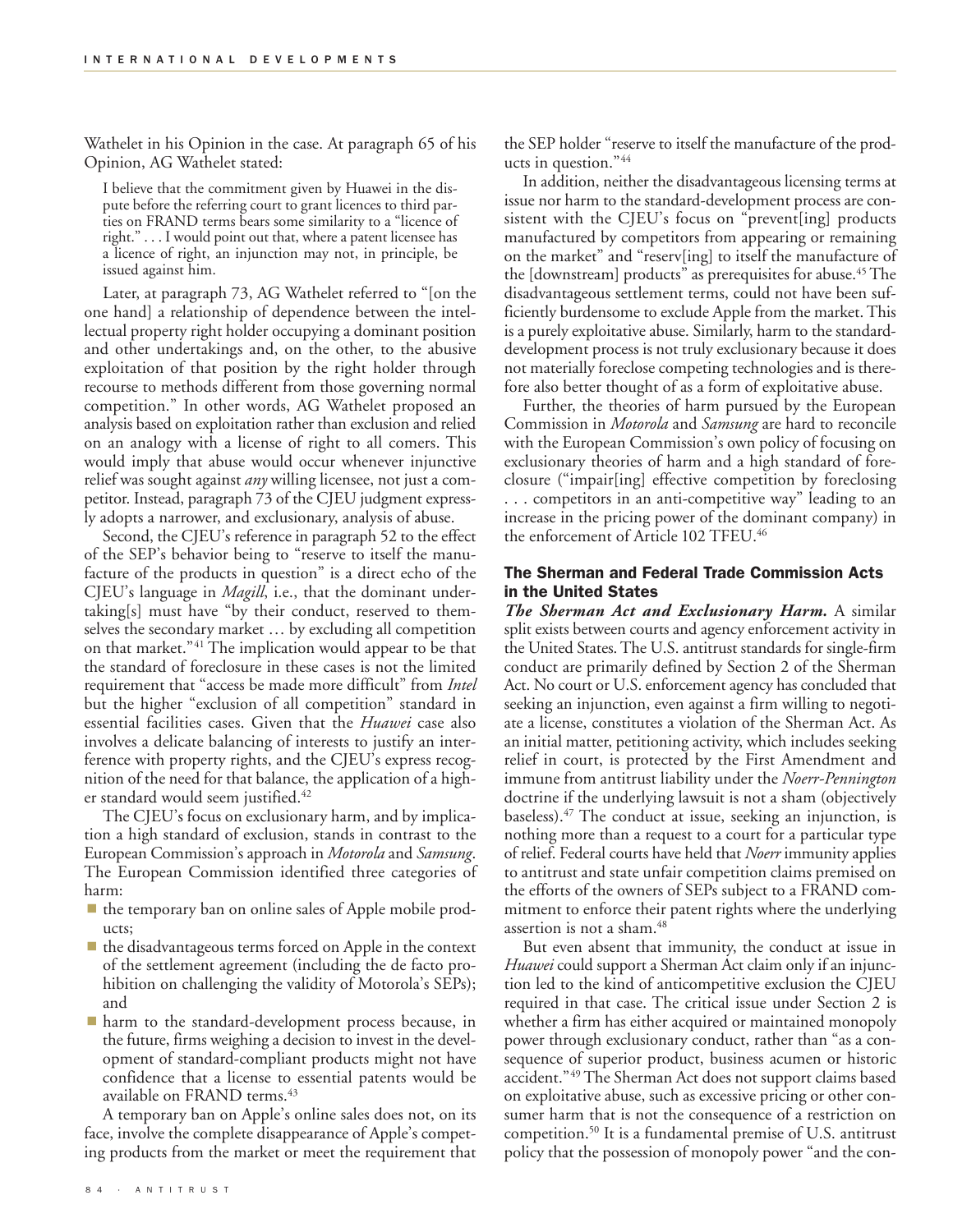Wathelet in his Opinion in the case. At paragraph 65 of his Opinion, AG Wathelet stated:

> I believe that the commitment given by Huawei in the dispute before the referring court to grant licences to third parties on FRAND terms bears some similarity to a "licence of right." . . . I would point out that, where a patent licensee has a licence of right, an injunction may not, in principle, be issued against him.

Later, at paragraph 73, AG Wathelet referred to "[on the one hand] a relationship of dependence between the intellectual property right holder occupying a dominant position and other undertakings and, on the other, to the abusive exploitation of that position by the right holder through recourse to methods different from those governing normal competition." In other words, AG Wathelet proposed an analysis based on exploitation rather than exclusion and relied on an analogy with a license of right to all comers. This would imply that abuse would occur whenever injunctive relief was sought against *any* willing licensee, not just a competitor. Instead, paragraph 73 of the CJEU judgment expressly adopts a narrower, and exclusionary, analysis of abuse.

Second, the CJEU's reference in paragraph 52 to the effect of the SEP's behavior being to "reserve to itself the manufacture of the products in question" is a direct echo of the CJEU's language in *Magill*, i.e., that the dominant undertaking[s] must have "by their conduct, reserved to themselves the secondary market … by excluding all competition on that market."[41] The implication would appear to be that the standard of foreclosure in these cases is not the limited requirement that "access be made more difficult" from *Intel* but the higher "exclusion of all competition" standard in essential facilities cases. Given that the *Huawei* case also involves a delicate balancing of interests to justify an interference with property rights, and the CJEU's express recognition of the need for that balance, the application of a higher standard would seem justified.[42]

The CJEU's focus on exclusionary harm, and by implication a high standard of exclusion, stands in contrast to the European Commission's approach in *Motorola* and *Samsung*. The European Commission identified three categories of harm:

- the temporary ban on online sales of Apple mobile products;
- the disadvantageous terms forced on Apple in the context of the settlement agreement (including the de facto prohibition on challenging the validity of Motorola's SEPs); and
- harm to the standard-development process because, in the future, firms weighing a decision to invest in the development of standard-compliant products might not have confidence that a license to essential patents would be available on FRAND terms.[43]

A temporary ban on Apple's online sales does not, on its face, involve the complete disappearance of Apple's competing products from the market or meet the requirement that the SEP holder "reserve to itself the manufacture of the products in question."[44]

In addition, neither the disadvantageous licensing terms at issue nor harm to the standard-development process are consistent with the CJEU's focus on "prevent[ing] products manufactured by competitors from appearing or remaining on the market" and "reserv[ing] to itself the manufacture of the [downstream] products" as prerequisites for abuse.[45] The disadvantageous settlement terms, could not have been sufficiently burdensome to exclude Apple from the market. This is a purely exploitative abuse. Similarly, harm to the standard-development process is not truly exclusionary because it does not materially foreclose competing technologies and is therefore also better thought of as a form of exploitative abuse.

Further, the theories of harm pursued by the European Commission in *Motorola* and *Samsung* are hard to reconcile with the European Commission's own policy of focusing on exclusionary theories of harm and a high standard of foreclosure ("impair[ing] effective competition by foreclosing . . . competitors in an anti-competitive way" leading to an increase in the pricing power of the dominant company) in the enforcement of Article 102 TFEU.[46]

## The Sherman and Federal Trade Commission Acts in the United States

***The Sherman Act and Exclusionary Harm.*** A similar split exists between courts and agency enforcement activity in the United States. The U.S. antitrust standards for single-firm conduct are primarily defined by Section 2 of the Sherman Act. No court or U.S. enforcement agency has concluded that seeking an injunction, even against a firm willing to negotiate a license, constitutes a violation of the Sherman Act. As an initial matter, petitioning activity, which includes seeking relief in court, is protected by the First Amendment and immune from antitrust liability under the *Noerr-Pennington* doctrine if the underlying lawsuit is not a sham (objectively baseless).[47] The conduct at issue, seeking an injunction, is nothing more than a request to a court for a particular type of relief. Federal courts have held that *Noerr* immunity applies to antitrust and state unfair competition claims premised on the efforts of the owners of SEPs subject to a FRAND commitment to enforce their patent rights where the underlying assertion is not a sham.[48]

But even absent that immunity, the conduct at issue in *Huawei* could support a Sherman Act claim only if an injunction led to the kind of anticompetitive exclusion the CJEU required in that case. The critical issue under Section 2 is whether a firm has either acquired or maintained monopoly power through exclusionary conduct, rather than "as a consequence of superior product, business acumen or historic accident."[49] The Sherman Act does not support claims based on exploitative abuse, such as excessive pricing or other consumer harm that is not the consequence of a restriction on competition.[50] It is a fundamental premise of U.S. antitrust policy that the possession of monopoly power "and the con-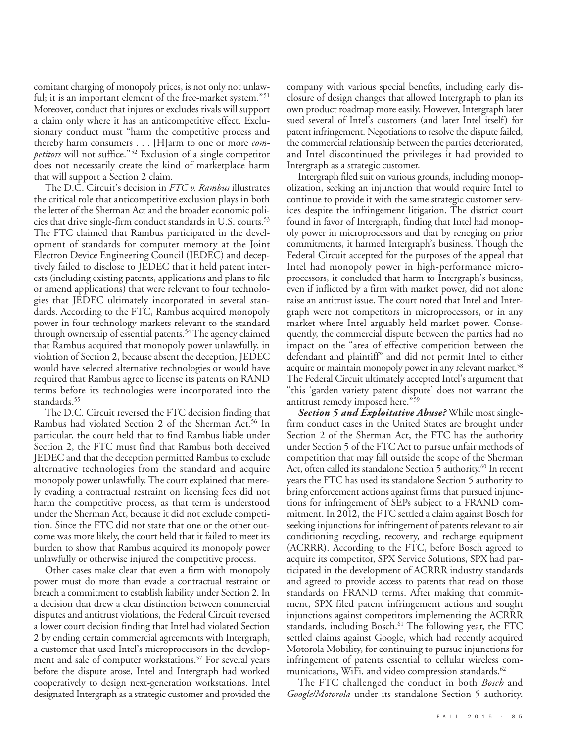comitant charging of monopoly prices, is not only not unlawful; it is an important element of the free-market system."[51] Moreover, conduct that injures or excludes rivals will support a claim only where it has an anticompetitive effect. Exclusionary conduct must "harm the competitive process and thereby harm consumers . . . [H]arm to one or more *competitors* will not suffice."[52] Exclusion of a single competitor does not necessarily create the kind of marketplace harm that will support a Section 2 claim.

The D.C. Circuit's decision in *FTC v. Rambus* illustrates the critical role that anticompetitive exclusion plays in both the letter of the Sherman Act and the broader economic policies that drive single-firm conduct standards in U.S. courts.[53] The FTC claimed that Rambus participated in the development of standards for computer memory at the Joint Electron Device Engineering Council (JEDEC) and deceptively failed to disclose to JEDEC that it held patent interests (including existing patents, applications and plans to file or amend applications) that were relevant to four technologies that JEDEC ultimately incorporated in several standards. According to the FTC, Rambus acquired monopoly power in four technology markets relevant to the standard through ownership of essential patents.[54] The agency claimed that Rambus acquired that monopoly power unlawfully, in violation of Section 2, because absent the deception, JEDEC would have selected alternative technologies or would have required that Rambus agree to license its patents on RAND terms before its technologies were incorporated into the standards.[55]

The D.C. Circuit reversed the FTC decision finding that Rambus had violated Section 2 of the Sherman Act.[56] In particular, the court held that to find Rambus liable under Section 2, the FTC must find that Rambus both deceived JEDEC and that the deception permitted Rambus to exclude alternative technologies from the standard and acquire monopoly power unlawfully. The court explained that merely evading a contractual restraint on licensing fees did not harm the competitive process, as that term is understood under the Sherman Act, because it did not exclude competition. Since the FTC did not state that one or the other outcome was more likely, the court held that it failed to meet its burden to show that Rambus acquired its monopoly power unlawfully or otherwise injured the competitive process.

Other cases make clear that even a firm with monopoly power must do more than evade a contractual restraint or breach a commitment to establish liability under Section 2. In a decision that drew a clear distinction between commercial disputes and antitrust violations, the Federal Circuit reversed a lower court decision finding that Intel had violated Section 2 by ending certain commercial agreements with Intergraph, a customer that used Intel's microprocessors in the development and sale of computer workstations.[57] For several years before the dispute arose, Intel and Intergraph had worked cooperatively to design next-generation workstations. Intel designated Intergraph as a strategic customer and provided the company with various special benefits, including early disclosure of design changes that allowed Intergraph to plan its own product roadmap more easily. However, Intergraph later sued several of Intel's customers (and later Intel itself) for patent infringement. Negotiations to resolve the dispute failed, the commercial relationship between the parties deteriorated, and Intel discontinued the privileges it had provided to Intergraph as a strategic customer.

Intergraph filed suit on various grounds, including monopolization, seeking an injunction that would require Intel to continue to provide it with the same strategic customer services despite the infringement litigation. The district court found in favor of Intergraph, finding that Intel had monopoly power in microprocessors and that by reneging on prior commitments, it harmed Intergraph's business. Though the Federal Circuit accepted for the purposes of the appeal that Intel had monopoly power in high-performance microprocessors, it concluded that harm to Intergraph's business, even if inflicted by a firm with market power, did not alone raise an antitrust issue. The court noted that Intel and Intergraph were not competitors in microprocessors, or in any market where Intel arguably held market power. Consequently, the commercial dispute between the parties had no impact on the "area of effective competition between the defendant and plaintiff" and did not permit Intel to either acquire or maintain monopoly power in any relevant market.[58] The Federal Circuit ultimately accepted Intel's argument that "this 'garden variety patent dispute' does not warrant the antitrust remedy imposed here."[59]

***Section 5 and Exploitative Abuse?*** While most single-firm conduct cases in the United States are brought under Section 2 of the Sherman Act, the FTC has the authority under Section 5 of the FTC Act to pursue unfair methods of competition that may fall outside the scope of the Sherman Act, often called its standalone Section 5 authority.[60] In recent years the FTC has used its standalone Section 5 authority to bring enforcement actions against firms that pursued injunctions for infringement of SEPs subject to a FRAND commitment. In 2012, the FTC settled a claim against Bosch for seeking injunctions for infringement of patents relevant to air conditioning recycling, recovery, and recharge equipment (ACRRR). According to the FTC, before Bosch agreed to acquire its competitor, SPX Service Solutions, SPX had participated in the development of ACRRR industry standards and agreed to provide access to patents that read on those standards on FRAND terms. After making that commitment, SPX filed patent infringement actions and sought injunctions against competitors implementing the ACRRR standards, including Bosch.[61] The following year, the FTC settled claims against Google, which had recently acquired Motorola Mobility, for continuing to pursue injunctions for infringement of patents essential to cellular wireless communications, WiFi, and video compression standards.[62]

The FTC challenged the conduct in both *Bosch* and *Google/Motorola* under its standalone Section 5 authority.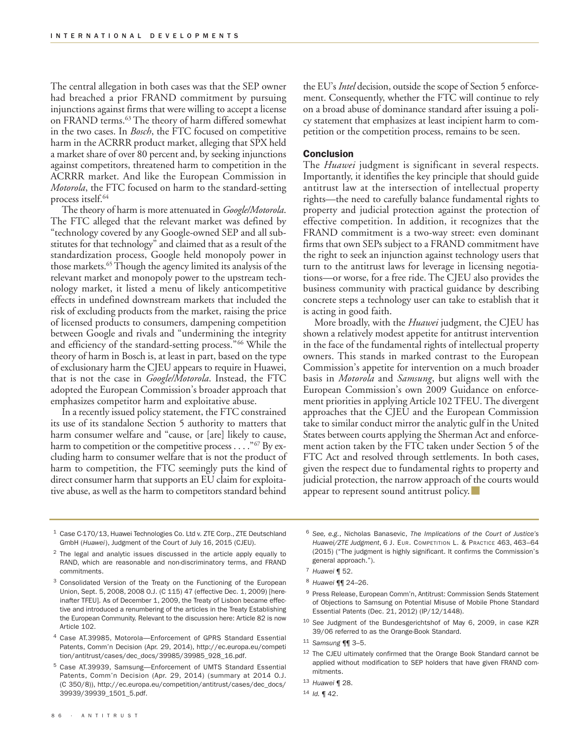The central allegation in both cases was that the SEP owner had breached a prior FRAND commitment by pursuing injunctions against firms that were willing to accept a license on FRAND terms.[63] The theory of harm differed somewhat in the two cases. In *Bosch*, the FTC focused on competitive harm in the ACRRR product market, alleging that SPX held a market share of over 80 percent and, by seeking injunctions against competitors, threatened harm to competition in the ACRRR market. And like the European Commission in *Motorola*, the FTC focused on harm to the standard-setting process itself.[64]

The theory of harm is more attenuated in *Google/Motorola*. The FTC alleged that the relevant market was defined by "technology covered by any Google-owned SEP and all substitutes for that technology" and claimed that as a result of the standardization process, Google held monopoly power in those markets.[65] Though the agency limited its analysis of the relevant market and monopoly power to the upstream technology market, it listed a menu of likely anticompetitive effects in undefined downstream markets that included the risk of excluding products from the market, raising the price of licensed products to consumers, dampening competition between Google and rivals and "undermining the integrity and efficiency of the standard-setting process."[66] While the theory of harm in Bosch is, at least in part, based on the type of exclusionary harm the CJEU appears to require in Huawei, that is not the case in *Google/Motorola*. Instead, the FTC adopted the European Commission's broader approach that emphasizes competitor harm and exploitative abuse.

In a recently issued policy statement, the FTC constrained its use of its standalone Section 5 authority to matters that harm consumer welfare and "cause, or [are] likely to cause, harm to competition or the competitive process . . . ."[67] By excluding harm to consumer welfare that is not the product of harm to competition, the FTC seemingly puts the kind of direct consumer harm that supports an EU claim for exploitative abuse, as well as the harm to competitors standard behind the EU's *Intel* decision, outside the scope of Section 5 enforcement. Consequently, whether the FTC will continue to rely on a broad abuse of dominance standard after issuing a policy statement that emphasizes at least incipient harm to competition or the competition process, remains to be seen.

## Conclusion

The *Huawei* judgment is significant in several respects. Importantly, it identifies the key principle that should guide antitrust law at the intersection of intellectual property rights—the need to carefully balance fundamental rights to property and judicial protection against the protection of effective competition. In addition, it recognizes that the FRAND commitment is a two-way street: even dominant firms that own SEPs subject to a FRAND commitment have the right to seek an injunction against technology users that turn to the antitrust laws for leverage in licensing negotiations—or worse, for a free ride. The CJEU also provides the business community with practical guidance by describing concrete steps a technology user can take to establish that it is acting in good faith.

More broadly, with the *Huawei* judgment, the CJEU has shown a relatively modest appetite for antitrust intervention in the face of the fundamental rights of intellectual property owners. This stands in marked contrast to the European Commission's appetite for intervention on a much broader basis in *Motorola* and *Samsung*, but aligns well with the European Commission's own 2009 Guidance on enforcement priorities in applying Article 102 TFEU. The divergent approaches that the CJEU and the European Commission take to similar conduct mirror the analytic gulf in the United States between courts applying the Sherman Act and enforcement action taken by the FTC taken under Section 5 of the FTC Act and resolved through settlements. In both cases, given the respect due to fundamental rights to property and judicial protection, the narrow approach of the courts would appear to represent sound antitrust policy. ■

---

1 Case C-170/13, Huawei Technologies Co. Ltd v. ZTE Corp., ZTE Deutschland GmbH (*Huawei*), Judgment of the Court of July 16, 2015 (CJEU).

2 The legal and analytic issues discussed in the article apply equally to RAND, which are reasonable and non-discriminatory terms, and FRAND commitments.

3 Consolidated Version of the Treaty on the Functioning of the European Union, Sept. 5, 2008, 2008 O.J. (C 115) 47 (effective Dec. 1, 2009) [hereinafter TFEU]. As of December 1, 2009, the Treaty of Lisbon became effective and introduced a renumbering of the articles in the Treaty Establishing the European Community. Relevant to the discussion here: Article 82 is now Article 102.

4 Case AT.39985, Motorola—Enforcement of GPRS Standard Essential Patents, Comm'n Decision (Apr. 29, 2014), http://ec.europa.eu/competition/antitrust/cases/dec_docs/39985/39985_928_16.pdf.

5 Case AT.39939, Samsung—Enforcement of UMTS Standard Essential Patents, Comm'n Decision (Apr. 29, 2014) (summary at 2014 O.J. (C 350/8)), http://ec.europa.eu/competition/antitrust/cases/dec_docs/39939/39939_1501_5.pdf.

6 *See, e.g.*, Nicholas Banasevic, *The Implications of the Court of Justice's Huawei/ZTE Judgment*, 6 J. Eur. Competition L. & Practice 463, 463–64 (2015) ("The judgment is highly significant. It confirms the Commission's general approach.").

7 *Huawei* ¶ 52.

8 *Huawei* ¶¶ 24–26.

9 Press Release, European Comm'n, Antitrust: Commission Sends Statement of Objections to Samsung on Potential Misuse of Mobile Phone Standard Essential Patents (Dec. 21, 2012) (IP/12/1448).

10 *See* Judgment of the Bundesgerichtshof of May 6, 2009, in case KZR 39/06 referred to as the Orange-Book Standard.

11 *Samsung* ¶¶ 3–5.

12 The CJEU ultimately confirmed that the Orange Book Standard cannot be applied without modification to SEP holders that have given FRAND commitments.

13 *Huawei* ¶ 28.

14 *Id.* ¶ 42.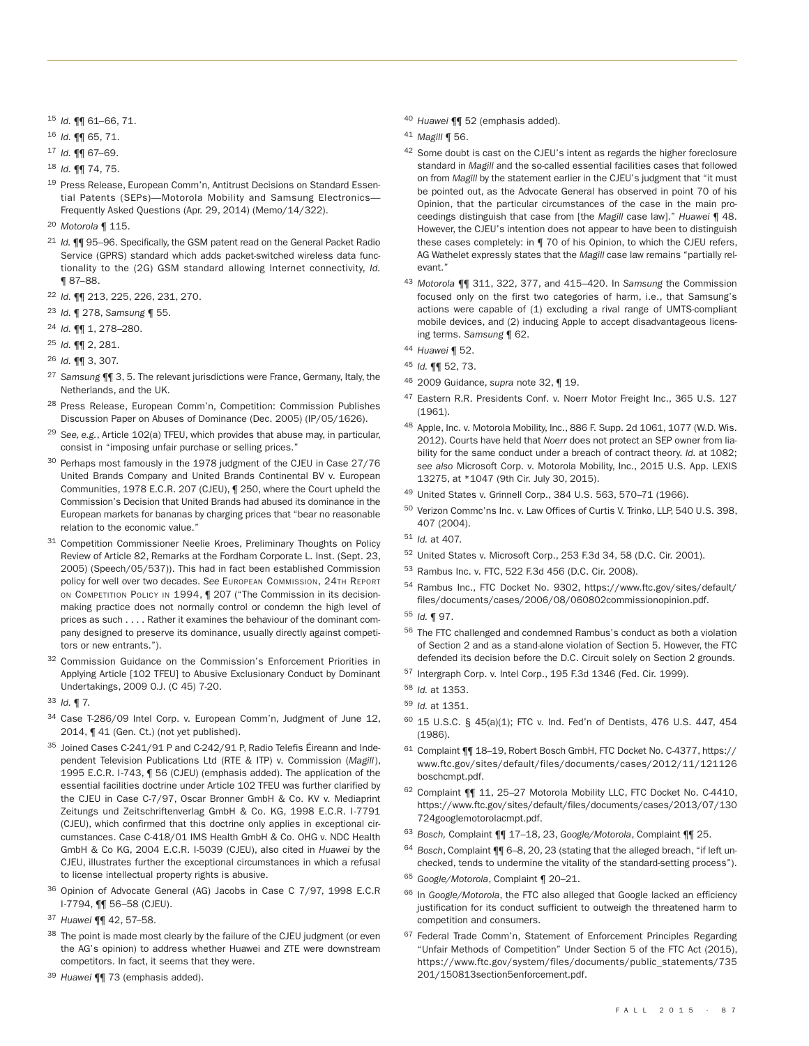[15] *Id.* ¶¶ 61–66, 71.

[16] *Id.* ¶¶ 65, 71.

[17] *Id.* ¶¶ 67–69.

[18] *Id.* ¶¶ 74, 75.

[19] Press Release, European Comm'n, Antitrust Decisions on Standard Essential Patents (SEPs)—Motorola Mobility and Samsung Electronics—Frequently Asked Questions (Apr. 29, 2014) (Memo/14/322).

[20] *Motorola* ¶ 115.

[21] *Id.* ¶¶ 95–96. Specifically, the GSM patent read on the General Packet Radio Service (GPRS) standard which adds packet-switched wireless data functionality to the (2G) GSM standard allowing Internet connectivity, *Id.* ¶ 87–88.

[22] *Id.* ¶¶ 213, 225, 226, 231, 270.

[23] *Id.* ¶ 278, *Samsung* ¶ 55.

[24] *Id.* ¶¶ 1, 278–280.

[25] *Id.* ¶¶ 2, 281.

[26] *Id.* ¶¶ 3, 307.

[27] *Samsung* ¶¶ 3, 5. The relevant jurisdictions were France, Germany, Italy, the Netherlands, and the UK.

[28] Press Release, European Comm'n, Competition: Commission Publishes Discussion Paper on Abuses of Dominance (Dec. 2005) (IP/05/1626).

[29] *See, e.g.*, Article 102(a) TFEU, which provides that abuse may, in particular, consist in "imposing unfair purchase or selling prices."

[30] Perhaps most famously in the 1978 judgment of the CJEU in Case 27/76 United Brands Company and United Brands Continental BV v. European Communities, 1978 E.C.R. 207 (CJEU), ¶ 250, where the Court upheld the Commission's Decision that United Brands had abused its dominance in the European markets for bananas by charging prices that "bear no reasonable relation to the economic value."

[31] Competition Commissioner Neelie Kroes, Preliminary Thoughts on Policy Review of Article 82, Remarks at the Fordham Corporate L. Inst. (Sept. 23, 2005) (Speech/05/537)). This had in fact been established Commission policy for well over two decades. *See* European Commission, 24th Report on Competition Policy in 1994, ¶ 207 ("The Commission in its decision-making practice does not normally control or condemn the high level of prices as such . . . . Rather it examines the behaviour of the dominant company designed to preserve its dominance, usually directly against competitors or new entrants.").

[32] Commission Guidance on the Commission's Enforcement Priorities in Applying Article [102 TFEU] to Abusive Exclusionary Conduct by Dominant Undertakings, 2009 O.J. (C 45) 7-20.

[33] *Id.* ¶ 7.

[34] Case T-286/09 Intel Corp. v. European Comm'n, Judgment of June 12, 2014, ¶ 41 (Gen. Ct.) (not yet published).

[35] Joined Cases C-241/91 P and C-242/91 P, Radio Telefis Éireann and Independent Television Publications Ltd (RTE & ITP) v. Commission (*Magill*), 1995 E.C.R. I-743, ¶ 56 (CJEU) (emphasis added). The application of the essential facilities doctrine under Article 102 TFEU was further clarified by the CJEU in Case C-7/97, Oscar Bronner GmbH & Co. KV v. Mediaprint Zeitungs und Zeitschriftenverlag GmbH & Co. KG, 1998 E.C.R. I-7791 (CJEU), which confirmed that this doctrine only applies in exceptional circumstances. Case C-418/01 IMS Health GmbH & Co. OHG v. NDC Health GmbH & Co KG, 2004 E.C.R. I-5039 (CJEU), also cited in *Huawei* by the CJEU, illustrates further the exceptional circumstances in which a refusal to license intellectual property rights is abusive.

[36] Opinion of Advocate General (AG) Jacobs in Case C 7/97, 1998 E.C.R I-7794, ¶¶ 56–58 (CJEU).

[37] *Huawei* ¶¶ 42, 57–58.

[38] The point is made most clearly by the failure of the CJEU judgment (or even the AG's opinion) to address whether Huawei and ZTE were downstream competitors. In fact, it seems that they were.

[39] *Huawei* ¶¶ 73 (emphasis added).

[40] *Huawei* ¶¶ 52 (emphasis added).

[41] *Magill* ¶ 56.

[42] Some doubt is cast on the CJEU's intent as regards the higher foreclosure standard in *Magill* and the so-called essential facilities cases that followed on from *Magill* by the statement earlier in the CJEU's judgment that "it must be pointed out, as the Advocate General has observed in point 70 of his Opinion, that the particular circumstances of the case in the main proceedings distinguish that case from [the *Magill* case law]." *Huawei* ¶ 48. However, the CJEU's intention does not appear to have been to distinguish these cases completely: in ¶ 70 of his Opinion, to which the CJEU refers, AG Wathelet expressly states that the *Magill* case law remains "partially relevant."

[43] *Motorola* ¶¶ 311, 322, 377, and 415–420. In *Samsung* the Commission focused only on the first two categories of harm, i.e., that Samsung's actions were capable of (1) excluding a rival range of UMTS-compliant mobile devices, and (2) inducing Apple to accept disadvantageous licensing terms. *Samsung* ¶ 62.

[44] *Huawei* ¶ 52.

[45] *Id.* ¶¶ 52, 73.

[46] 2009 Guidance, *supra* note 32, ¶ 19.

[47] Eastern R.R. Presidents Conf. v. Noerr Motor Freight Inc., 365 U.S. 127 (1961).

[48] Apple, Inc. v. Motorola Mobility, Inc., 886 F. Supp. 2d 1061, 1077 (W.D. Wis. 2012). Courts have held that *Noerr* does not protect an SEP owner from liability for the same conduct under a breach of contract theory. *Id.* at 1082; *see also* Microsoft Corp. v. Motorola Mobility, Inc., 2015 U.S. App. LEXIS 13275, at *1047 (9th Cir. July 30, 2015).

[49] United States v. Grinnell Corp., 384 U.S. 563, 570–71 (1966).

[50] Verizon Commc'ns Inc. v. Law Offices of Curtis V. Trinko, LLP, 540 U.S. 398, 407 (2004).

[51] *Id.* at 407.

[52] United States v. Microsoft Corp., 253 F.3d 34, 58 (D.C. Cir. 2001).

[53] Rambus Inc. v. FTC, 522 F.3d 456 (D.C. Cir. 2008).

[54] Rambus Inc., FTC Docket No. 9302, https://www.ftc.gov/sites/default/files/documents/cases/2006/08/060802commissionopinion.pdf.

[55] *Id.* ¶ 97.

[56] The FTC challenged and condemned Rambus's conduct as both a violation of Section 2 and as a stand-alone violation of Section 5. However, the FTC defended its decision before the D.C. Circuit solely on Section 2 grounds.

[57] Intergraph Corp. v. Intel Corp., 195 F.3d 1346 (Fed. Cir. 1999).

[58] *Id.* at 1353.

[59] *Id.* at 1351.

[60] 15 U.S.C. § 45(a)(1); FTC v. Ind. Fed'n of Dentists, 476 U.S. 447, 454 (1986).

[61] Complaint ¶¶ 18–19, Robert Bosch GmbH, FTC Docket No. C-4377, https://www.ftc.gov/sites/default/files/documents/cases/2012/11/121126boschcmpt.pdf.

[62] Complaint ¶¶ 11, 25–27 Motorola Mobility LLC, FTC Docket No. C-4410, https://www.ftc.gov/sites/default/files/documents/cases/2013/07/130724googlemotorolacmpt.pdf.

[63] *Bosch,* Complaint ¶¶ 17–18, 23, *Google/Motorola*, Complaint ¶¶ 25.

[64] *Bosch*, Complaint ¶¶ 6–8, 20, 23 (stating that the alleged breach, "if left unchecked, tends to undermine the vitality of the standard-setting process").

[65] *Google/Motorola*, Complaint ¶ 20–21.

[66] In *Google/Motorola*, the FTC also alleged that Google lacked an efficiency justification for its conduct sufficient to outweigh the threatened harm to competition and consumers.

[67] Federal Trade Comm'n, Statement of Enforcement Principles Regarding "Unfair Methods of Competition" Under Section 5 of the FTC Act (2015), https://www.ftc.gov/system/files/documents/public_statements/735201/150813section5enforcement.pdf.